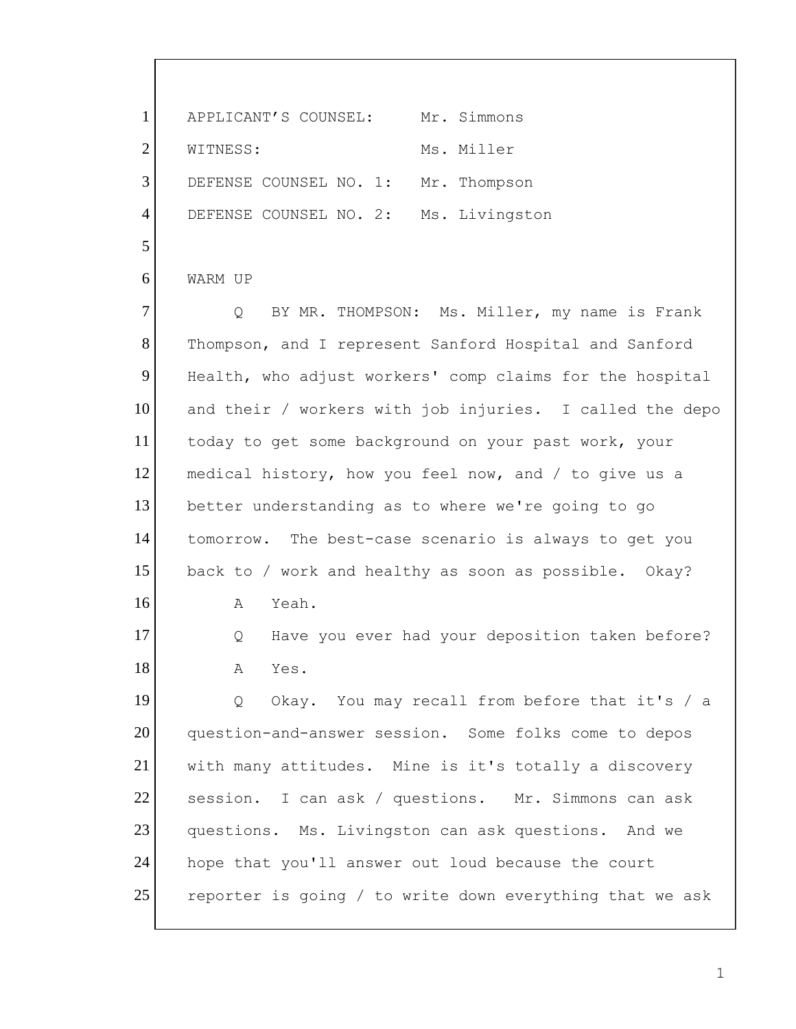APPLICANT'S COUNSEL: Mr. Simmons
WITNESS: Ms. Miller
DEFENSE COUNSEL NO. 1: Mr. Thompson
DEFENSE COUNSEL NO. 2: Ms. Livingston

WARM UP

Q BY MR. THOMPSON: Ms. Miller, my name is Frank Thompson, and I represent Sanford Hospital and Sanford Health, who adjust workers' comp claims for the hospital and their / workers with job injuries. I called the depo today to get some background on your past work, your medical history, how you feel now, and / to give us a better understanding as to where we're going to go tomorrow. The best-case scenario is always to get you back to / work and healthy as soon as possible. Okay?

A Yeah.

Q Have you ever had your deposition taken before?

A Yes.

Q Okay. You may recall from before that it's / a question-and-answer session. Some folks come to depos with many attitudes. Mine is it's totally a discovery session. I can ask / questions. Mr. Simmons can ask questions. Ms. Livingston can ask questions. And we hope that you'll answer out loud because the court reporter is going / to write down everything that we ask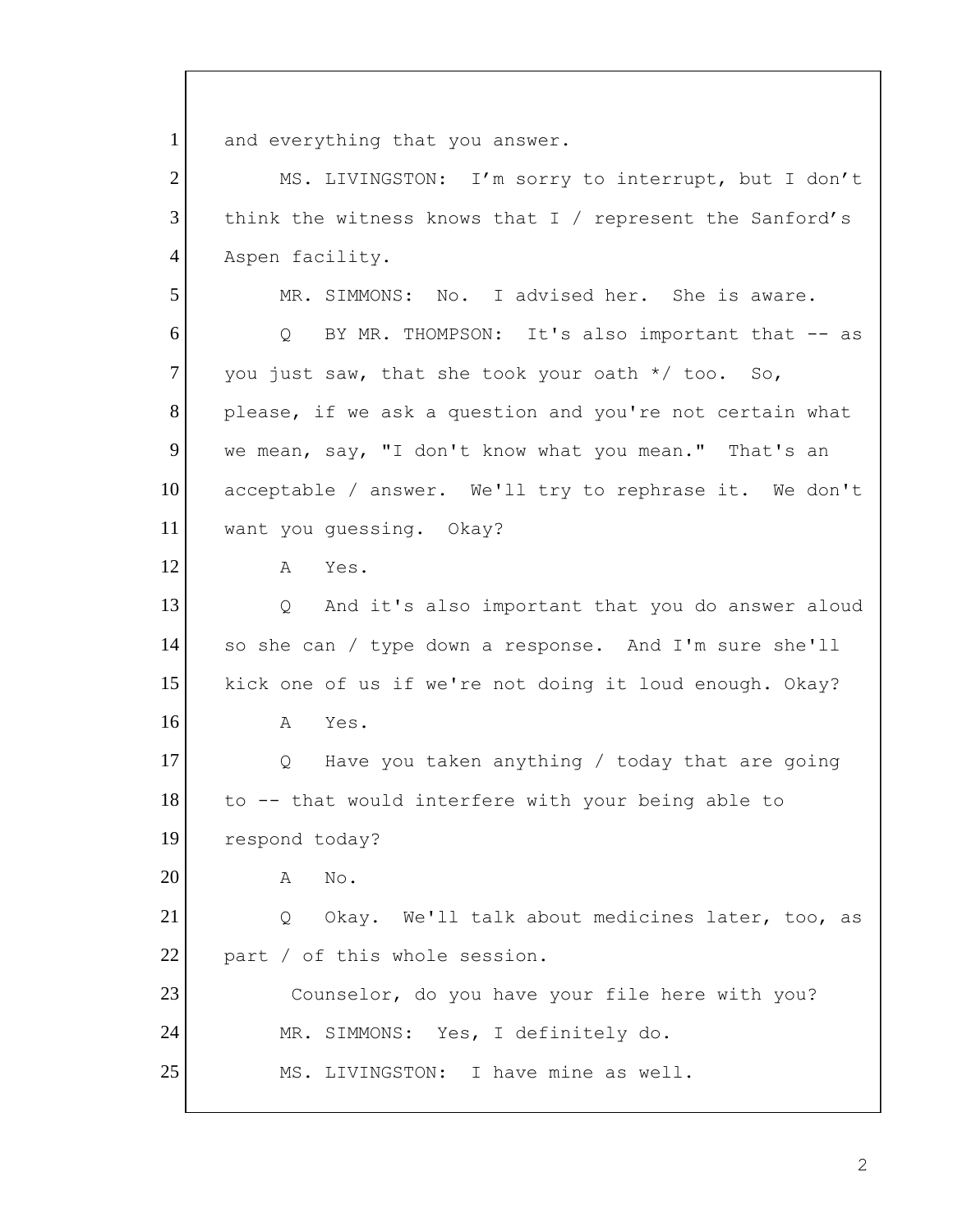1 and everything that you answer.

2 MS. LIVINGSTON: I’m sorry to interrupt, but I don’t

3 think the witness knows that I / represent the Sanford’s

4 Aspen facility.

5 MR. SIMMONS: No. I advised her. She is aware.

6 Q BY MR. THOMPSON: It's also important that -- as

7 you just saw, that she took your oath */ too. So,

8 please, if we ask a question and you're not certain what

9 we mean, say, "I don't know what you mean." That's an

10 acceptable / answer. We'll try to rephrase it. We don't

11 want you guessing. Okay?

12 A Yes.

13 Q And it's also important that you do answer aloud

14 so she can / type down a response. And I'm sure she'll

15 kick one of us if we're not doing it loud enough. Okay?

16 A Yes.

17 Q Have you taken anything / today that are going

18 to -- that would interfere with your being able to

19 respond today?

20 A No.

21 Q Okay. We'll talk about medicines later, too, as

22 part / of this whole session.

23 Counselor, do you have your file here with you?

24 MR. SIMMONS: Yes, I definitely do.

25 MS. LIVINGSTON: I have mine as well.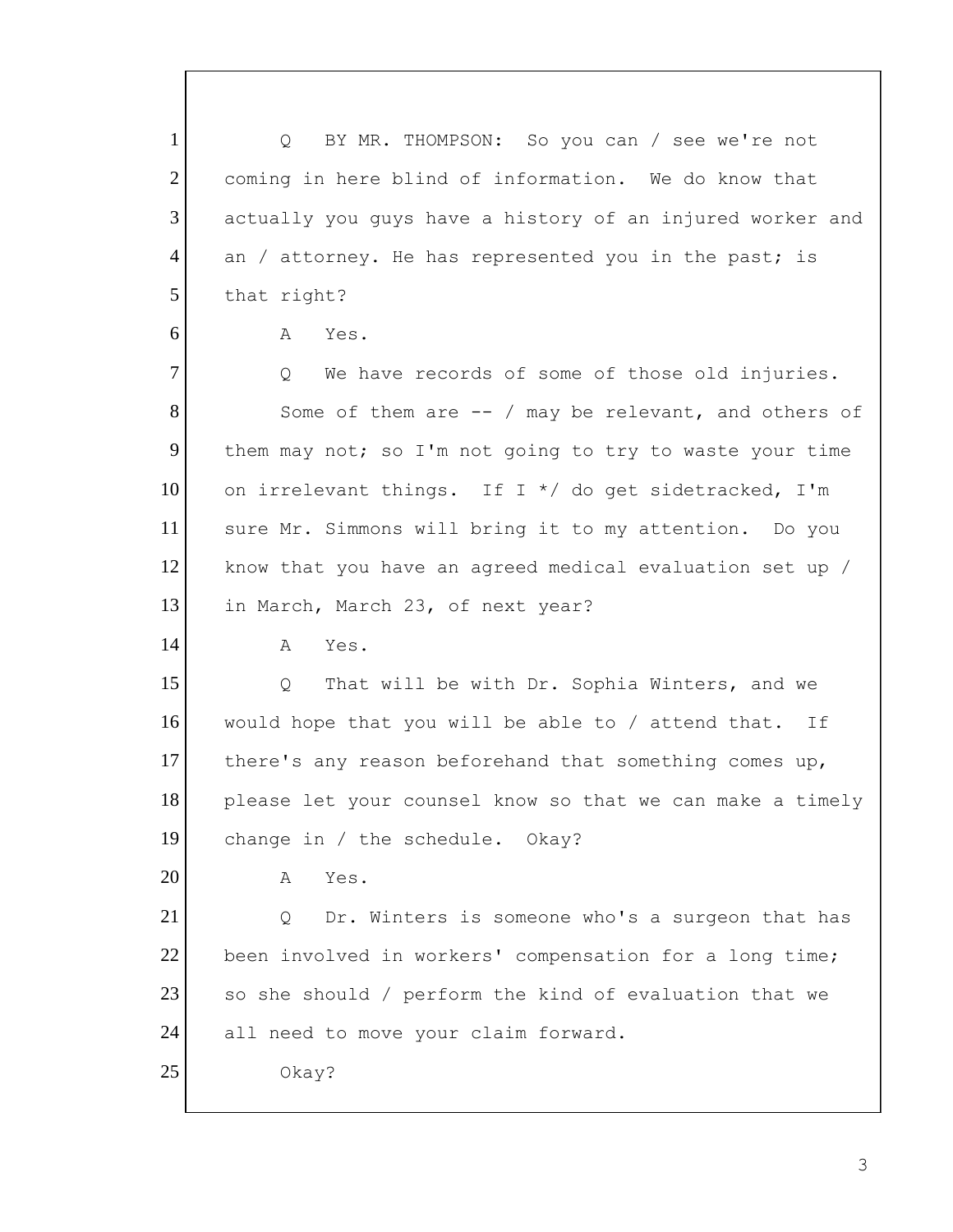1 Q BY MR. THOMPSON: So you can / see we're not
2 coming in here blind of information. We do know that
3 actually you guys have a history of an injured worker and
4 an / attorney. He has represented you in the past; is
5 that right?

6 A Yes.

7 Q We have records of some of those old injuries.
8 Some of them are -- / may be relevant, and others of
9 them may not; so I'm not going to try to waste your time
10 on irrelevant things. If I */ do get sidetracked, I'm
11 sure Mr. Simmons will bring it to my attention. Do you
12 know that you have an agreed medical evaluation set up /
13 in March, March 23, of next year?

14 A Yes.

15 Q That will be with Dr. Sophia Winters, and we
16 would hope that you will be able to / attend that. If
17 there's any reason beforehand that something comes up,
18 please let your counsel know so that we can make a timely
19 change in / the schedule. Okay?

20 A Yes.

21 Q Dr. Winters is someone who's a surgeon that has
22 been involved in workers' compensation for a long time;
23 so she should / perform the kind of evaluation that we
24 all need to move your claim forward.
25 Okay?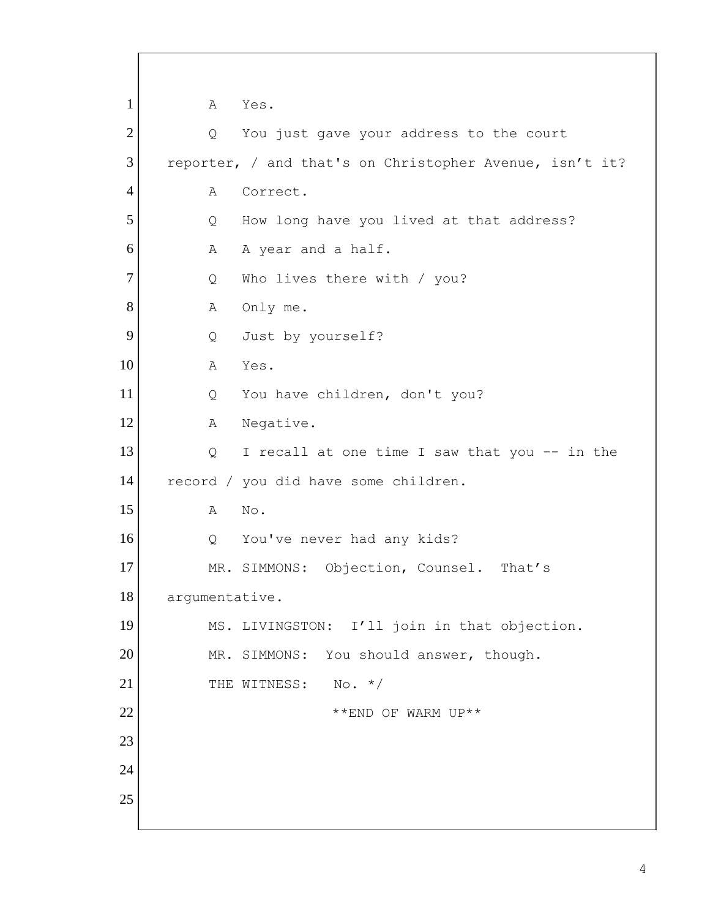1 A Yes.

2 Q You just gave your address to the court

3 reporter, / and that's on Christopher Avenue, isn't it?

4 A Correct.

5 Q How long have you lived at that address?

6 A A year and a half.

7 Q Who lives there with / you?

8 A Only me.

9 Q Just by yourself?

10 A Yes.

11 Q You have children, don't you?

12 A Negative.

13 Q I recall at one time I saw that you -- in the

14 record / you did have some children.

15 A No.

16 Q You've never had any kids?

17 MR. SIMMONS: Objection, Counsel. That's

18 argumentative.

19 MS. LIVINGSTON: I'll join in that objection.

20 MR. SIMMONS: You should answer, though.

21 THE WITNESS: No. */

22 **END OF WARM UP**

23

24

25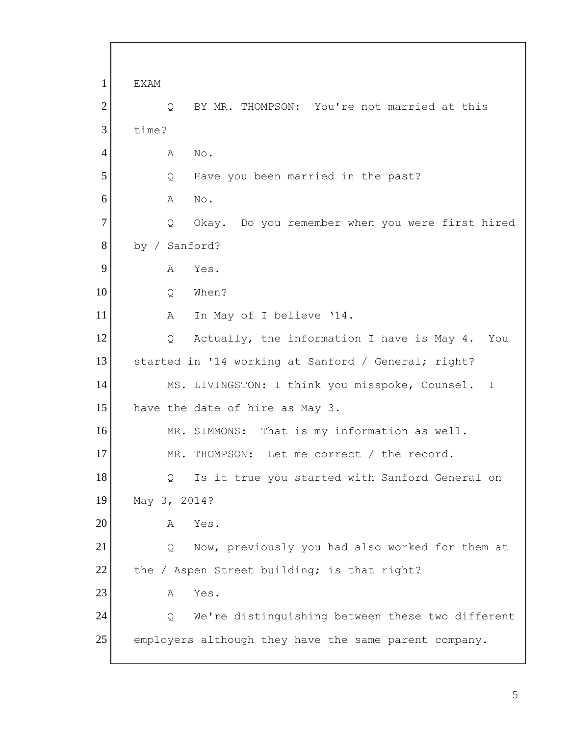1 EXAM

2 Q BY MR. THOMPSON: You're not married at this

3 time?

4 A No.

5 Q Have you been married in the past?

6 A No.

7 Q Okay. Do you remember when you were first hired

8 by / Sanford?

9 A Yes.

10 Q When?

11 A In May of I believe '14.

12 Q Actually, the information I have is May 4. You

13 started in '14 working at Sanford / General; right?

14 MS. LIVINGSTON: I think you misspoke, Counsel. I

15 have the date of hire as May 3.

16 MR. SIMMONS: That is my information as well.

17 MR. THOMPSON: Let me correct / the record.

18 Q Is it true you started with Sanford General on

19 May 3, 2014?

20 A Yes.

21 Q Now, previously you had also worked for them at

22 the / Aspen Street building; is that right?

23 A Yes.

24 Q We're distinguishing between these two different

25 employers although they have the same parent company.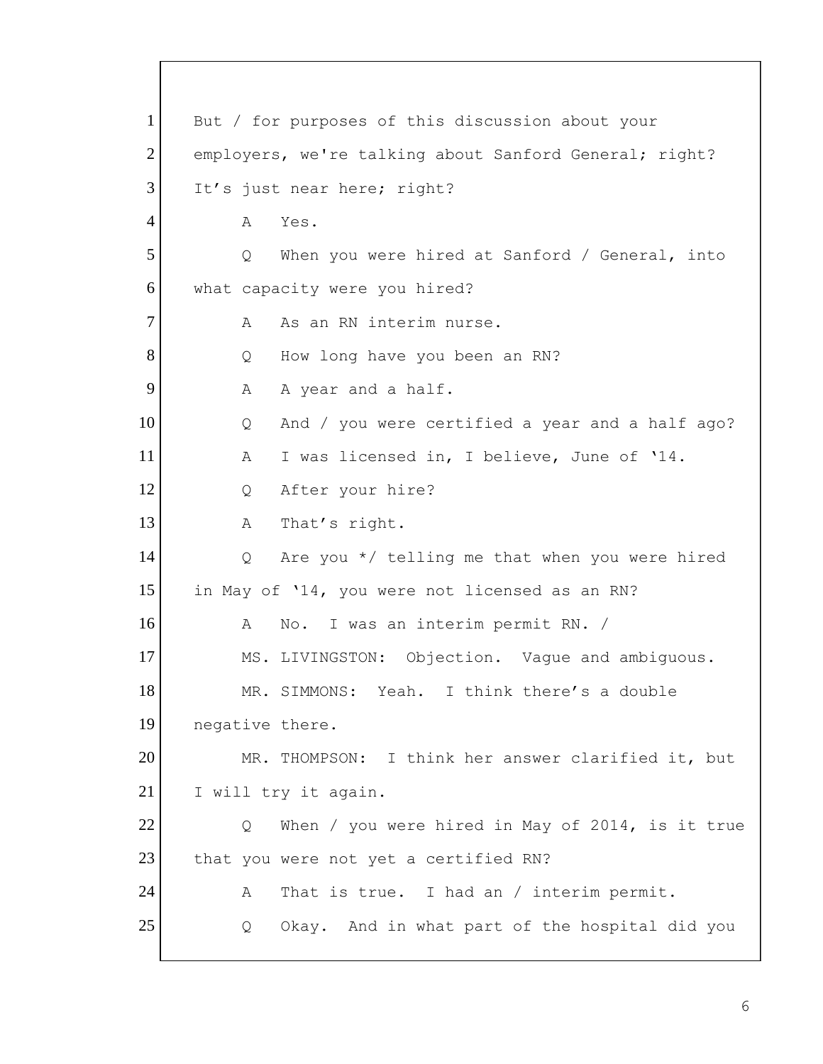1 But / for purposes of this discussion about your
2 employers, we're talking about Sanford General; right?
3 It's just near here; right?
4 A Yes.
5 Q When you were hired at Sanford / General, into
6 what capacity were you hired?
7 A As an RN interim nurse.
8 Q How long have you been an RN?
9 A A year and a half.
10 Q And / you were certified a year and a half ago?
11 A I was licensed in, I believe, June of '14.
12 Q After your hire?
13 A That's right.
14 Q Are you */ telling me that when you were hired
15 in May of '14, you were not licensed as an RN?
16 A No. I was an interim permit RN. /
17 MS. LIVINGSTON: Objection. Vague and ambiguous.
18 MR. SIMMONS: Yeah. I think there's a double
19 negative there.
20 MR. THOMPSON: I think her answer clarified it, but
21 I will try it again.
22 Q When / you were hired in May of 2014, is it true
23 that you were not yet a certified RN?
24 A That is true. I had an / interim permit.
25 Q Okay. And in what part of the hospital did you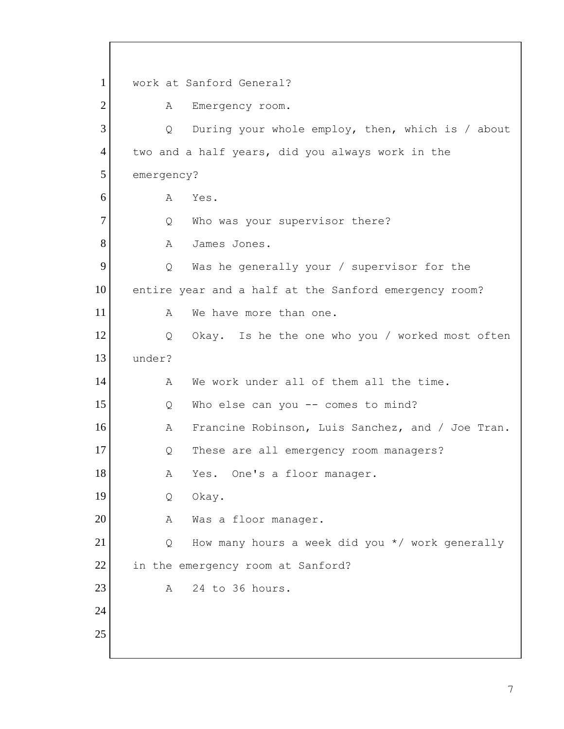1 work at Sanford General?

2 A Emergency room.

3 Q During your whole employ, then, which is / about

4 two and a half years, did you always work in the

5 emergency?

6 A Yes.

7 Q Who was your supervisor there?

8 A James Jones.

9 Q Was he generally your / supervisor for the

10 entire year and a half at the Sanford emergency room?

11 A We have more than one.

12 Q Okay. Is he the one who you / worked most often

13 under?

14 A We work under all of them all the time.

15 Q Who else can you -- comes to mind?

16 A Francine Robinson, Luis Sanchez, and / Joe Tran.

17 Q These are all emergency room managers?

18 A Yes. One's a floor manager.

19 Q Okay.

20 A Was a floor manager.

21 Q How many hours a week did you */ work generally

22 in the emergency room at Sanford?

23 A 24 to 36 hours.

24

25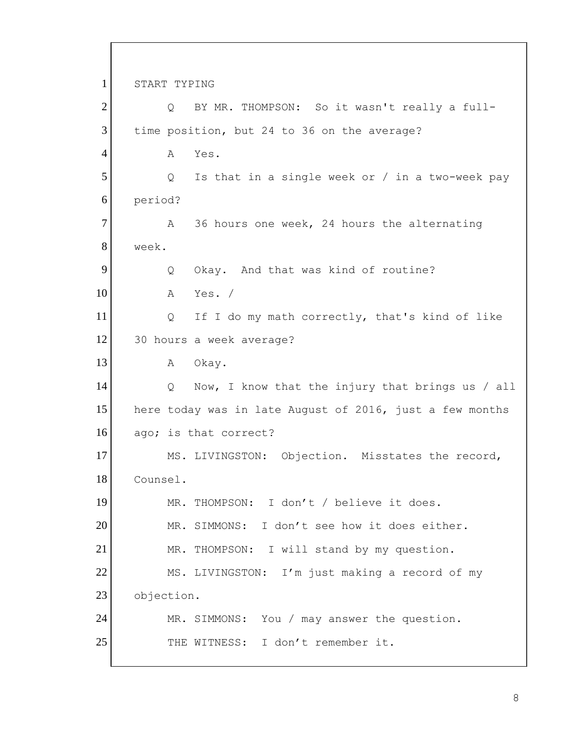1 START TYPING

2 Q BY MR. THOMPSON: So it wasn't really a full-

3 time position, but 24 to 36 on the average?

4 A Yes.

5 Q Is that in a single week or / in a two-week pay

6 period?

7 A 36 hours one week, 24 hours the alternating

8 week.

9 Q Okay. And that was kind of routine?

10 A Yes. /

11 Q If I do my math correctly, that's kind of like

12 30 hours a week average?

13 A Okay.

14 Q Now, I know that the injury that brings us / all

15 here today was in late August of 2016, just a few months

16 ago; is that correct?

17 MS. LIVINGSTON: Objection. Misstates the record,

18 Counsel.

19 MR. THOMPSON: I don't / believe it does.

20 MR. SIMMONS: I don't see how it does either.

21 MR. THOMPSON: I will stand by my question.

22 MS. LIVINGSTON: I'm just making a record of my

23 objection.

24 MR. SIMMONS: You / may answer the question.

25 THE WITNESS: I don't remember it.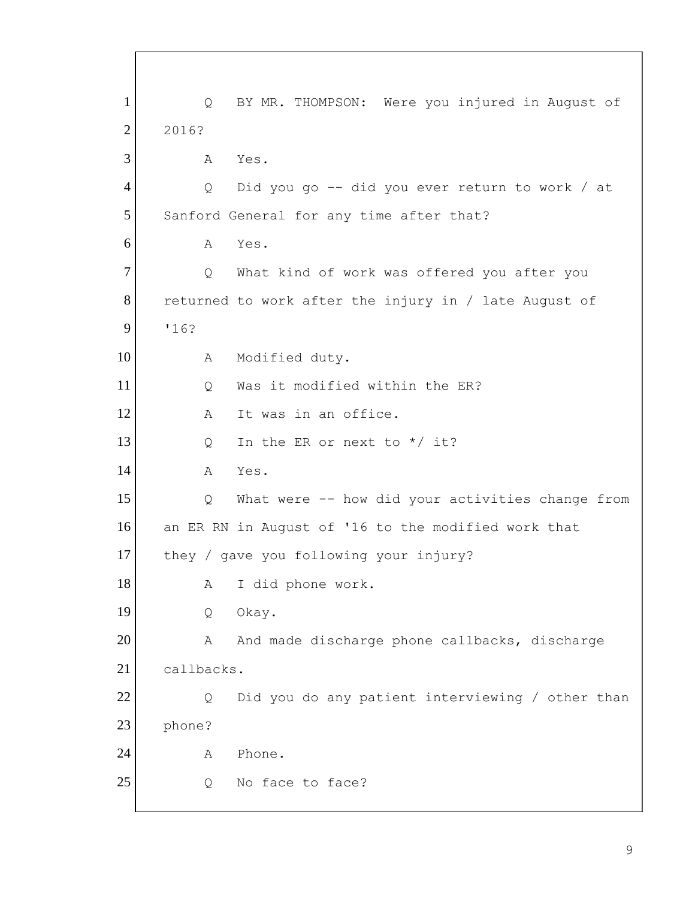1 Q BY MR. THOMPSON: Were you injured in August of
2 2016?
3 A Yes.
4 Q Did you go -- did you ever return to work / at
5 Sanford General for any time after that?
6 A Yes.
7 Q What kind of work was offered you after you
8 returned to work after the injury in / late August of
9 '16?
10 A Modified duty.
11 Q Was it modified within the ER?
12 A It was in an office.
13 Q In the ER or next to */ it?
14 A Yes.
15 Q What were -- how did your activities change from
16 an ER RN in August of '16 to the modified work that
17 they / gave you following your injury?
18 A I did phone work.
19 Q Okay.
20 A And made discharge phone callbacks, discharge
21 callbacks.
22 Q Did you do any patient interviewing / other than
23 phone?
24 A Phone.
25 Q No face to face?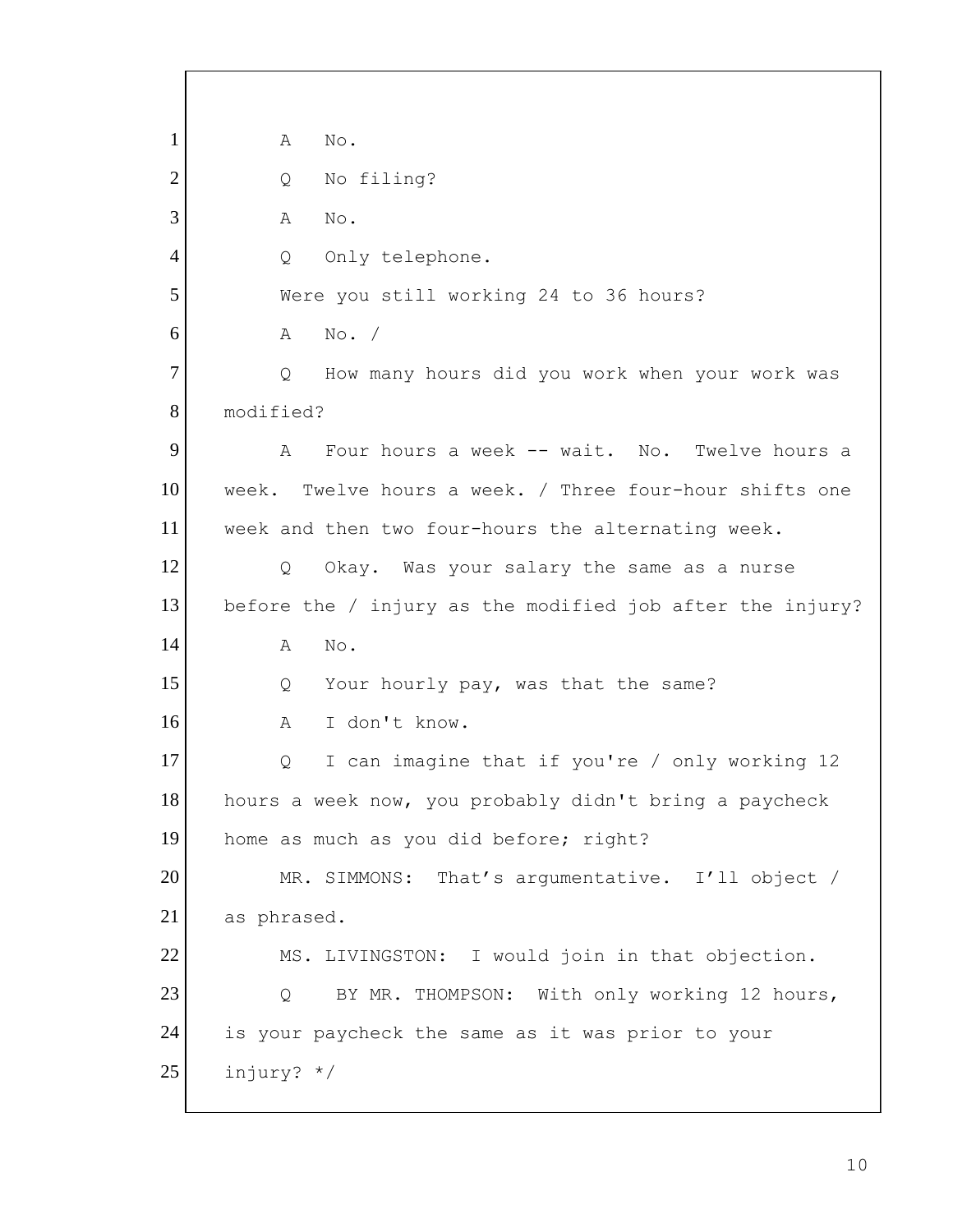1 A No.

2 Q No filing?

3 A No.

4 Q Only telephone.

5 Were you still working 24 to 36 hours?

6 A No. /

7 Q How many hours did you work when your work was

8 modified?

9 A Four hours a week -- wait. No. Twelve hours a

10 week. Twelve hours a week. / Three four-hour shifts one

11 week and then two four-hours the alternating week.

12 Q Okay. Was your salary the same as a nurse

13 before the / injury as the modified job after the injury?

14 A No.

15 Q Your hourly pay, was that the same?

16 A I don't know.

17 Q I can imagine that if you're / only working 12

18 hours a week now, you probably didn't bring a paycheck

19 home as much as you did before; right?

20 MR. SIMMONS: That's argumentative. I'll object /

21 as phrased.

22 MS. LIVINGSTON: I would join in that objection.

23 Q BY MR. THOMPSON: With only working 12 hours,

24 is your paycheck the same as it was prior to your

25 injury? */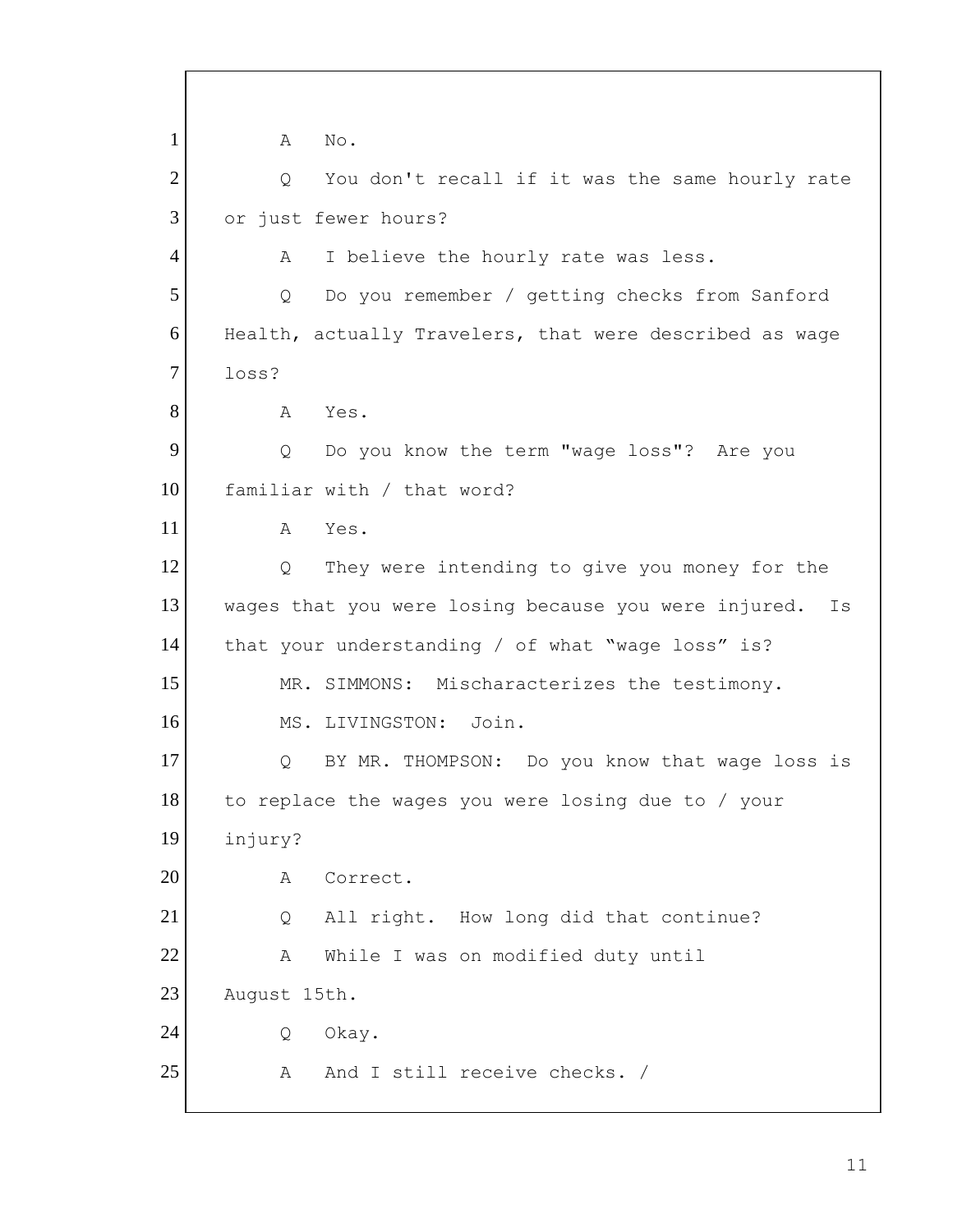1 A No.

2 Q You don't recall if it was the same hourly rate

3 or just fewer hours?

4 A I believe the hourly rate was less.

5 Q Do you remember / getting checks from Sanford

6 Health, actually Travelers, that were described as wage

7 loss?

8 A Yes.

9 Q Do you know the term "wage loss"? Are you

10 familiar with / that word?

11 A Yes.

12 Q They were intending to give you money for the

13 wages that you were losing because you were injured. Is

14 that your understanding / of what "wage loss" is?

15 MR. SIMMONS: Mischaracterizes the testimony.

16 MS. LIVINGSTON: Join.

17 Q BY MR. THOMPSON: Do you know that wage loss is

18 to replace the wages you were losing due to / your

19 injury?

20 A Correct.

21 Q All right. How long did that continue?

22 A While I was on modified duty until

23 August 15th.

24 Q Okay.

25 A And I still receive checks. /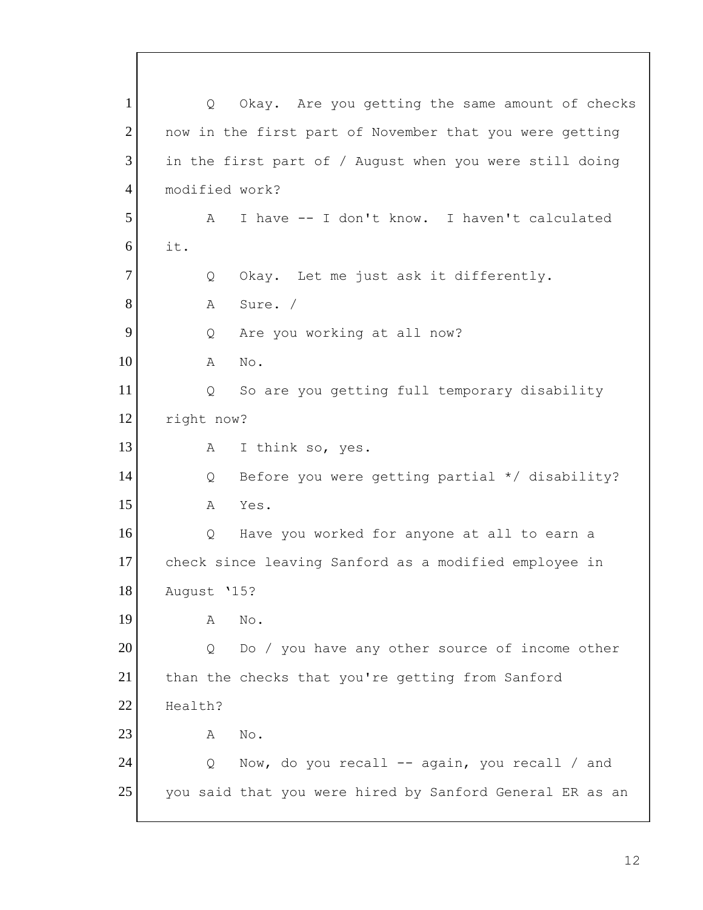1 Q Okay. Are you getting the same amount of checks
2 now in the first part of November that you were getting
3 in the first part of / August when you were still doing
4 modified work?
5 A I have -- I don't know. I haven't calculated
6 it.
7 Q Okay. Let me just ask it differently.
8 A Sure. /
9 Q Are you working at all now?
10 A No.
11 Q So are you getting full temporary disability
12 right now?
13 A I think so, yes.
14 Q Before you were getting partial */ disability?
15 A Yes.
16 Q Have you worked for anyone at all to earn a
17 check since leaving Sanford as a modified employee in
18 August '15?
19 A No.
20 Q Do / you have any other source of income other
21 than the checks that you're getting from Sanford
22 Health?
23 A No.
24 Q Now, do you recall -- again, you recall / and
25 you said that you were hired by Sanford General ER as an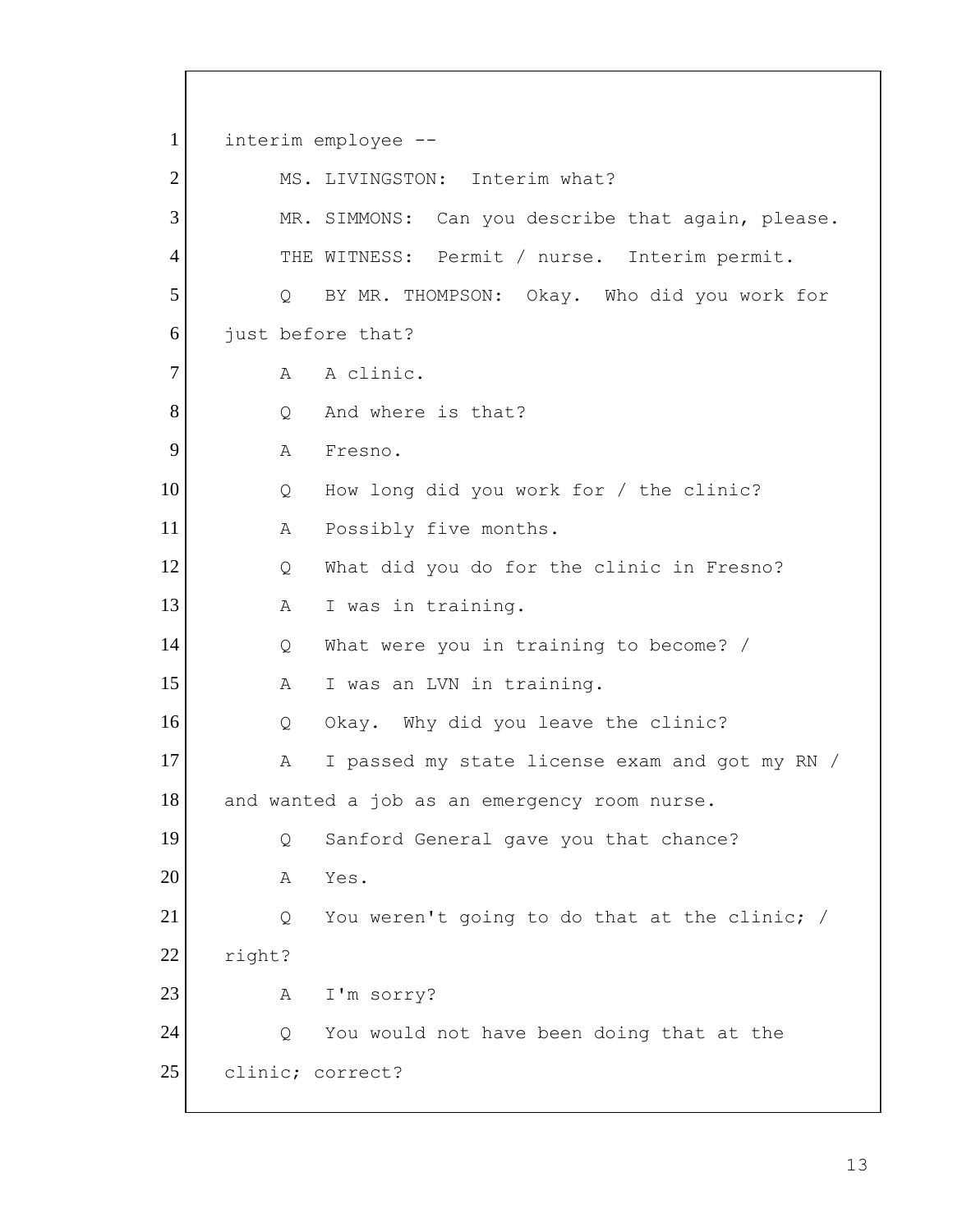1 interim employee --

2 MS. LIVINGSTON: Interim what?

3 MR. SIMMONS: Can you describe that again, please.

4 THE WITNESS: Permit / nurse. Interim permit.

5 Q BY MR. THOMPSON: Okay. Who did you work for

6 just before that?

7 A A clinic.

8 Q And where is that?

9 A Fresno.

10 Q How long did you work for / the clinic?

11 A Possibly five months.

12 Q What did you do for the clinic in Fresno?

13 A I was in training.

14 Q What were you in training to become? /

15 A I was an LVN in training.

16 Q Okay. Why did you leave the clinic?

17 A I passed my state license exam and got my RN /

18 and wanted a job as an emergency room nurse.

19 Q Sanford General gave you that chance?

20 A Yes.

21 Q You weren't going to do that at the clinic; /

22 right?

23 A I'm sorry?

24 Q You would not have been doing that at the

25 clinic; correct?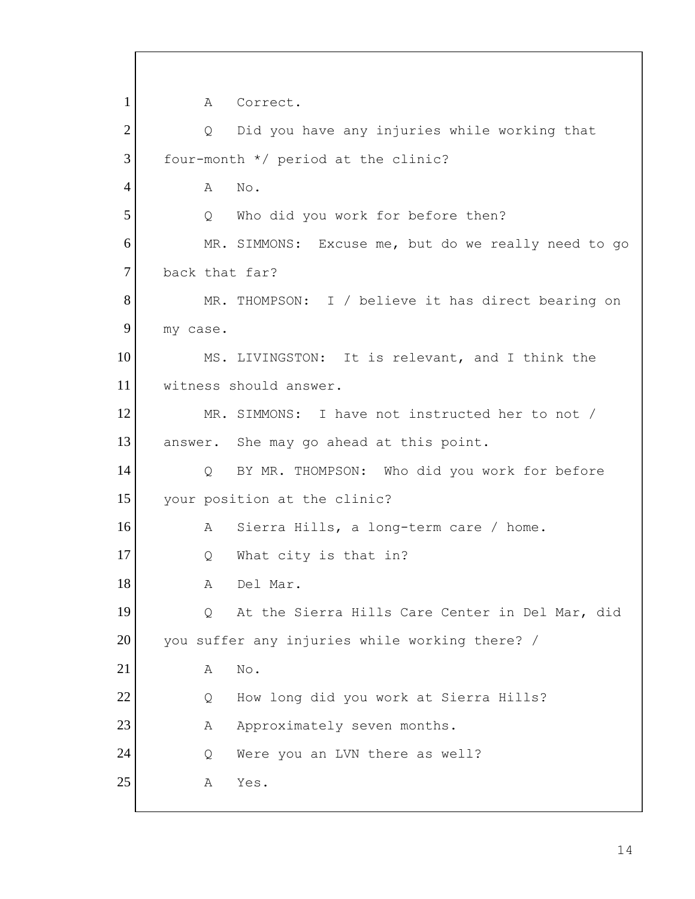1 A Correct.

2 Q Did you have any injuries while working that

3 four-month */ period at the clinic?

4 A No.

5 Q Who did you work for before then?

6 MR. SIMMONS: Excuse me, but do we really need to go

7 back that far?

8 MR. THOMPSON: I / believe it has direct bearing on

9 my case.

10 MS. LIVINGSTON: It is relevant, and I think the

11 witness should answer.

12 MR. SIMMONS: I have not instructed her to not /

13 answer. She may go ahead at this point.

14 Q BY MR. THOMPSON: Who did you work for before

15 your position at the clinic?

16 A Sierra Hills, a long-term care / home.

17 Q What city is that in?

18 A Del Mar.

19 Q At the Sierra Hills Care Center in Del Mar, did

20 you suffer any injuries while working there? /

21 A No.

22 Q How long did you work at Sierra Hills?

23 A Approximately seven months.

24 Q Were you an LVN there as well?

25 A Yes.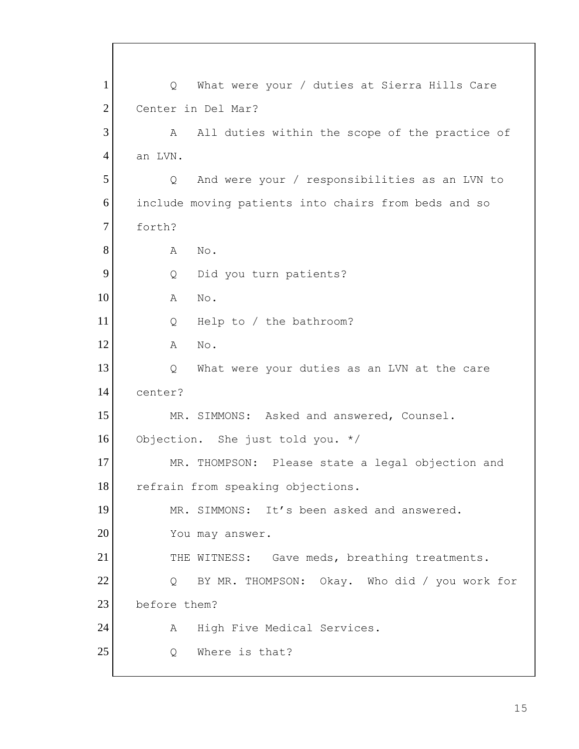1 Q What were your / duties at Sierra Hills Care
2 Center in Del Mar?
3 A All duties within the scope of the practice of
4 an LVN.
5 Q And were your / responsibilities as an LVN to
6 include moving patients into chairs from beds and so
7 forth?
8 A No.
9 Q Did you turn patients?
10 A No.
11 Q Help to / the bathroom?
12 A No.
13 Q What were your duties as an LVN at the care
14 center?
15 MR. SIMMONS: Asked and answered, Counsel.
16 Objection. She just told you. */
17 MR. THOMPSON: Please state a legal objection and
18 refrain from speaking objections.
19 MR. SIMMONS: It's been asked and answered.
20 You may answer.
21 THE WITNESS: Gave meds, breathing treatments.
22 Q BY MR. THOMPSON: Okay. Who did / you work for
23 before them?
24 A High Five Medical Services.
25 Q Where is that?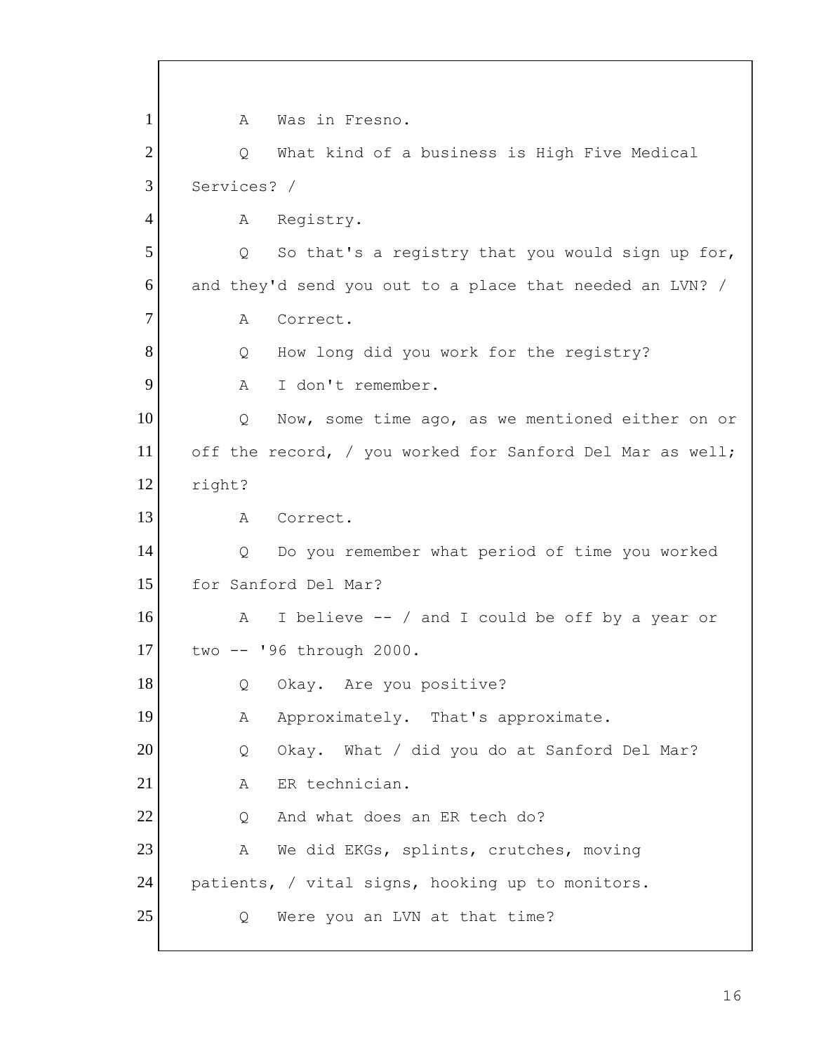1 A Was in Fresno.

2 Q What kind of a business is High Five Medical

3 Services? /

4 A Registry.

5 Q So that's a registry that you would sign up for,

6 and they'd send you out to a place that needed an LVN? /

7 A Correct.

8 Q How long did you work for the registry?

9 A I don't remember.

10 Q Now, some time ago, as we mentioned either on or

11 off the record, / you worked for Sanford Del Mar as well;

12 right?

13 A Correct.

14 Q Do you remember what period of time you worked

15 for Sanford Del Mar?

16 A I believe -- / and I could be off by a year or

17 two -- '96 through 2000.

18 Q Okay. Are you positive?

19 A Approximately. That's approximate.

20 Q Okay. What / did you do at Sanford Del Mar?

21 A ER technician.

22 Q And what does an ER tech do?

23 A We did EKGs, splints, crutches, moving

24 patients, / vital signs, hooking up to monitors.

25 Q Were you an LVN at that time?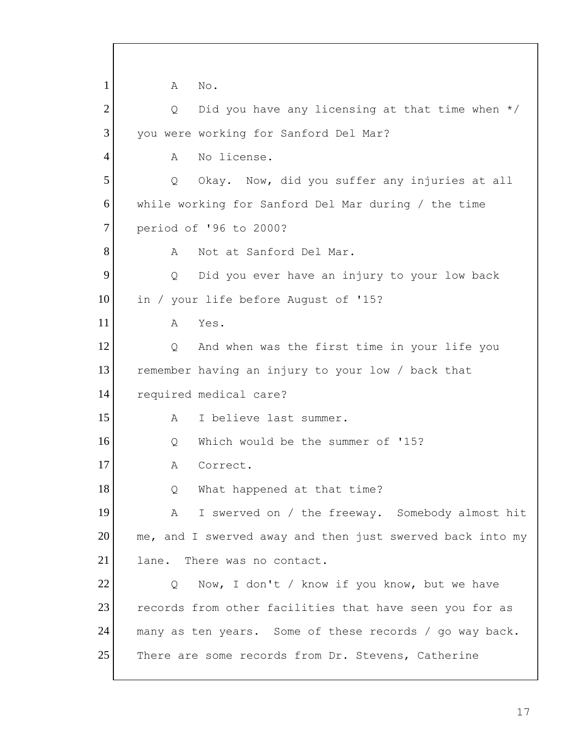1 A No.

2 Q Did you have any licensing at that time when */

3 you were working for Sanford Del Mar?

4 A No license.

5 Q Okay. Now, did you suffer any injuries at all

6 while working for Sanford Del Mar during / the time

7 period of '96 to 2000?

8 A Not at Sanford Del Mar.

9 Q Did you ever have an injury to your low back

10 in / your life before August of '15?

11 A Yes.

12 Q And when was the first time in your life you

13 remember having an injury to your low / back that

14 required medical care?

15 A I believe last summer.

16 Q Which would be the summer of '15?

17 A Correct.

18 Q What happened at that time?

19 A I swerved on / the freeway. Somebody almost hit

20 me, and I swerved away and then just swerved back into my

21 lane. There was no contact.

22 Q Now, I don't / know if you know, but we have

23 records from other facilities that have seen you for as

24 many as ten years. Some of these records / go way back.

25 There are some records from Dr. Stevens, Catherine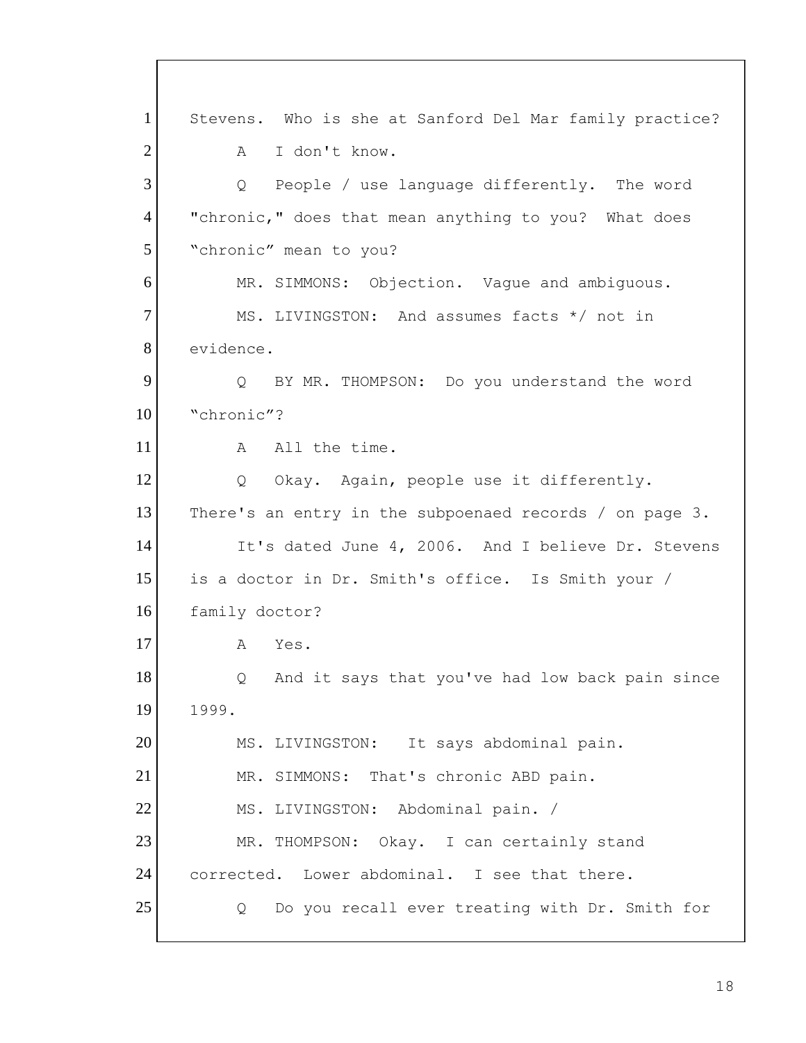1 Stevens. Who is she at Sanford Del Mar family practice?

2 A I don't know.

3 Q People / use language differently. The word

4 "chronic," does that mean anything to you? What does

5 "chronic" mean to you?

6 MR. SIMMONS: Objection. Vague and ambiguous.

7 MS. LIVINGSTON: And assumes facts */ not in

8 evidence.

9 Q BY MR. THOMPSON: Do you understand the word

10 "chronic"?

11 A All the time.

12 Q Okay. Again, people use it differently.

13 There's an entry in the subpoenaed records / on page 3.

14 It's dated June 4, 2006. And I believe Dr. Stevens

15 is a doctor in Dr. Smith's office. Is Smith your /

16 family doctor?

17 A Yes.

18 Q And it says that you've had low back pain since

19 1999.

20 MS. LIVINGSTON: It says abdominal pain.

21 MR. SIMMONS: That's chronic ABD pain.

22 MS. LIVINGSTON: Abdominal pain. /

23 MR. THOMPSON: Okay. I can certainly stand

24 corrected. Lower abdominal. I see that there.

25 Q Do you recall ever treating with Dr. Smith for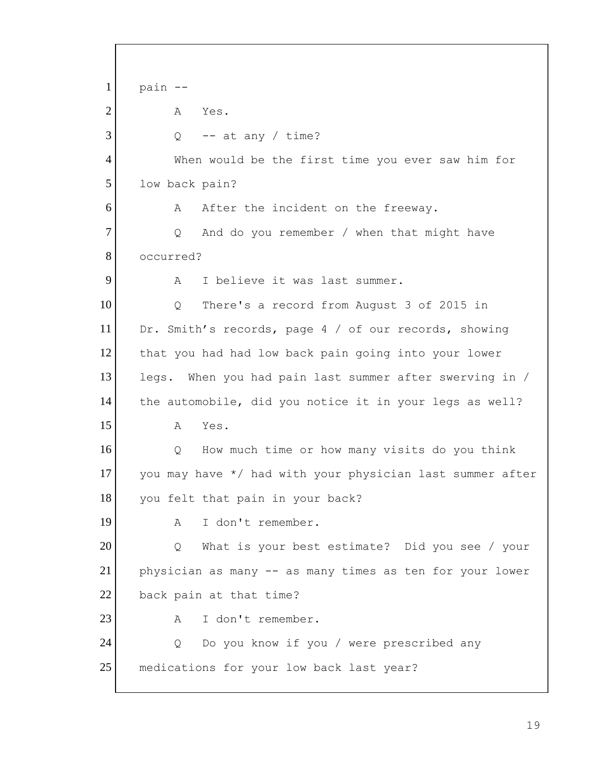1 pain --

2 A Yes.

3 Q -- at any / time?

4 When would be the first time you ever saw him for

5 low back pain?

6 A After the incident on the freeway.

7 Q And do you remember / when that might have

8 occurred?

9 A I believe it was last summer.

10 Q There's a record from August 3 of 2015 in

11 Dr. Smith's records, page 4 / of our records, showing

12 that you had had low back pain going into your lower

13 legs. When you had pain last summer after swerving in /

14 the automobile, did you notice it in your legs as well?

15 A Yes.

16 Q How much time or how many visits do you think

17 you may have */ had with your physician last summer after

18 you felt that pain in your back?

19 A I don't remember.

20 Q What is your best estimate? Did you see / your

21 physician as many -- as many times as ten for your lower

22 back pain at that time?

23 A I don't remember.

24 Q Do you know if you / were prescribed any

25 medications for your low back last year?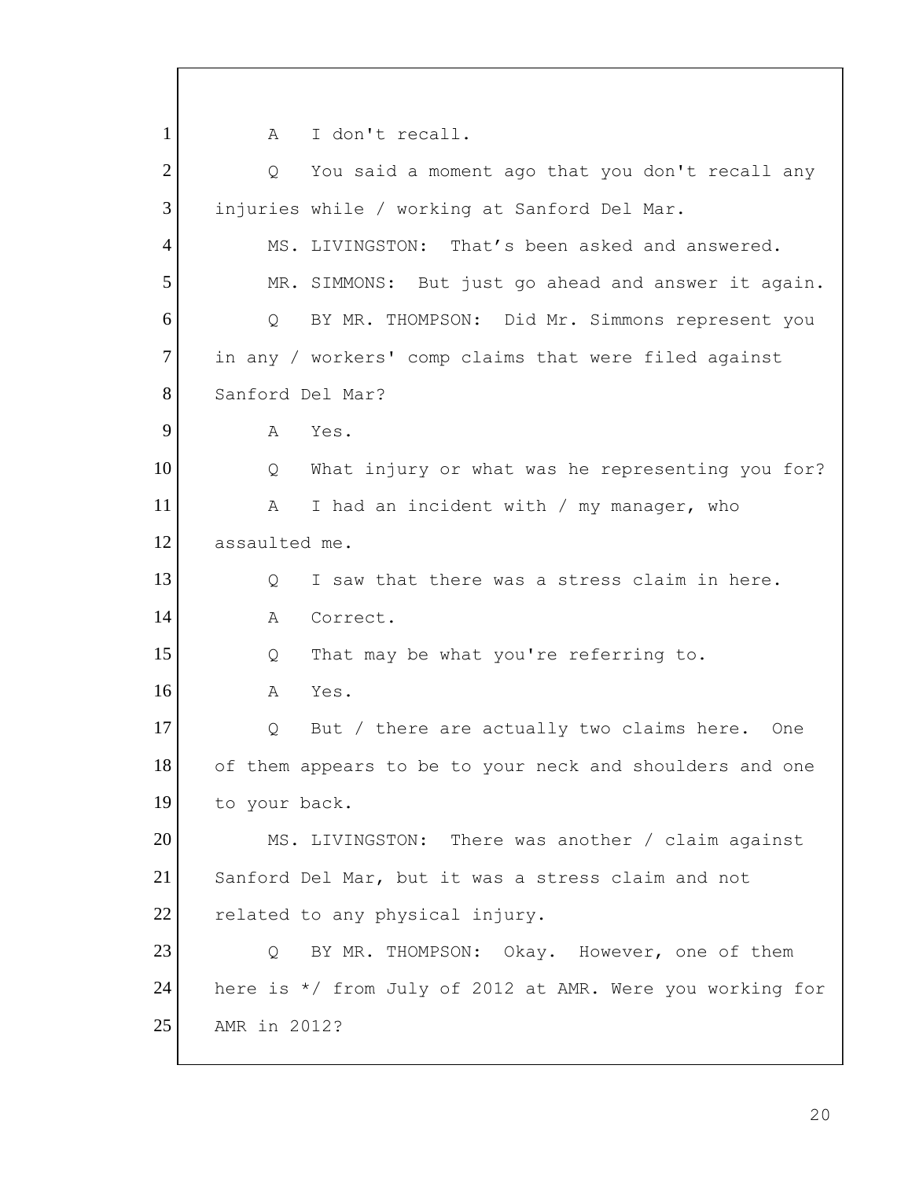1 A I don't recall.

2 Q You said a moment ago that you don't recall any

3 injuries while / working at Sanford Del Mar.

4 MS. LIVINGSTON: That’s been asked and answered.

5 MR. SIMMONS: But just go ahead and answer it again.

6 Q BY MR. THOMPSON: Did Mr. Simmons represent you

7 in any / workers' comp claims that were filed against

8 Sanford Del Mar?

9 A Yes.

10 Q What injury or what was he representing you for?

11 A I had an incident with / my manager, who

12 assaulted me.

13 Q I saw that there was a stress claim in here.

14 A Correct.

15 Q That may be what you're referring to.

16 A Yes.

17 Q But / there are actually two claims here. One

18 of them appears to be to your neck and shoulders and one

19 to your back.

20 MS. LIVINGSTON: There was another / claim against

21 Sanford Del Mar, but it was a stress claim and not

22 related to any physical injury.

23 Q BY MR. THOMPSON: Okay. However, one of them

24 here is */ from July of 2012 at AMR. Were you working for

25 AMR in 2012?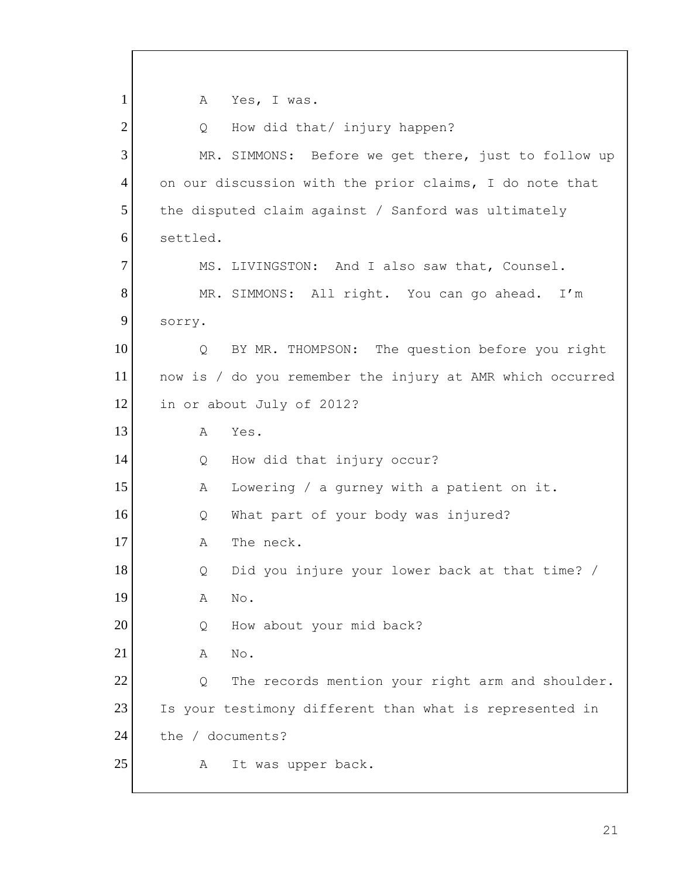1 A Yes, I was.

2 Q How did that/ injury happen?

3 MR. SIMMONS: Before we get there, just to follow up

4 on our discussion with the prior claims, I do note that

5 the disputed claim against / Sanford was ultimately

6 settled.

7 MS. LIVINGSTON: And I also saw that, Counsel.

8 MR. SIMMONS: All right. You can go ahead. I'm

9 sorry.

10 Q BY MR. THOMPSON: The question before you right

11 now is / do you remember the injury at AMR which occurred

12 in or about July of 2012?

13 A Yes.

14 Q How did that injury occur?

15 A Lowering / a gurney with a patient on it.

16 Q What part of your body was injured?

17 A The neck.

18 Q Did you injure your lower back at that time? /

19 A No.

20 Q How about your mid back?

21 A No.

22 Q The records mention your right arm and shoulder.

23 Is your testimony different than what is represented in

24 the / documents?

25 A It was upper back.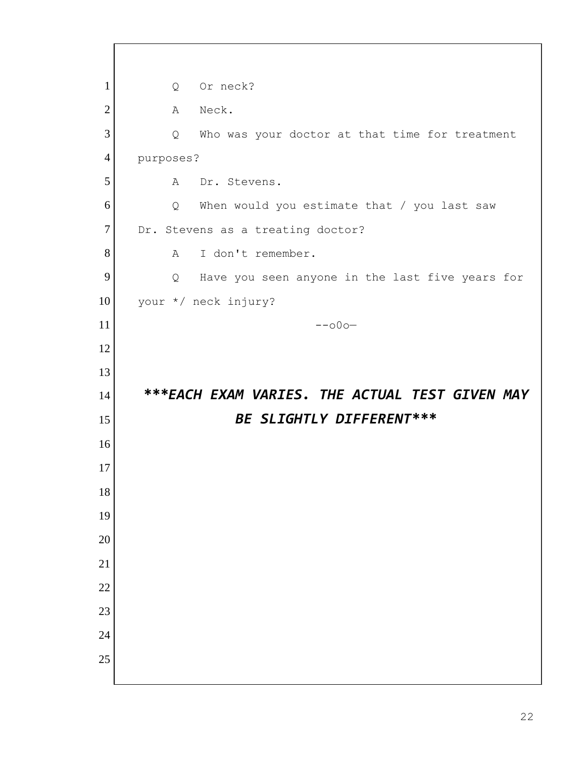Q Or neck?

A Neck.

Q Who was your doctor at that time for treatment purposes?

A Dr. Stevens.

Q When would you estimate that / you last saw Dr. Stevens as a treating doctor?

A I don't remember.

Q Have you seen anyone in the last five years for your */ neck injury?

--o0o—

***EACH EXAM VARIES. THE ACTUAL TEST GIVEN MAY BE SLIGHTLY DIFFERENT***